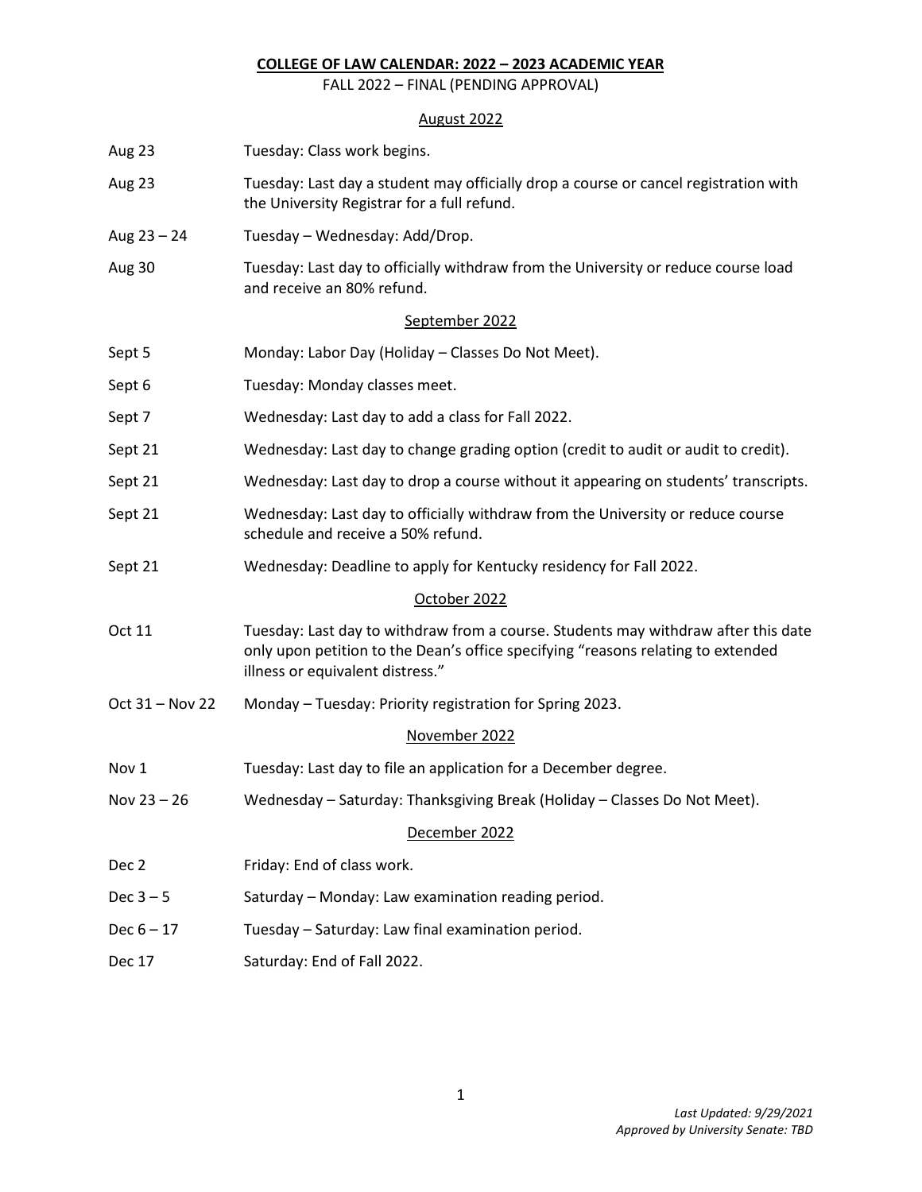# COLLEGE OF LAW CALENDAR: 2022 – 2023 ACADEMIC YEAR

FALL 2022 – FINAL (PENDING APPROVAL)

## August 2022

| | |
|---|---|
| Aug 23 | Tuesday: Class work begins. |
| Aug 23 | Tuesday: Last day a student may officially drop a course or cancel registration with the University Registrar for a full refund. |
| Aug 23 – 24 | Tuesday – Wednesday: Add/Drop. |
| Aug 30 | Tuesday: Last day to officially withdraw from the University or reduce course load and receive an 80% refund. |

## September 2022

| | |
|---|---|
| Sept 5 | Monday: Labor Day (Holiday – Classes Do Not Meet). |
| Sept 6 | Tuesday: Monday classes meet. |
| Sept 7 | Wednesday: Last day to add a class for Fall 2022. |
| Sept 21 | Wednesday: Last day to change grading option (credit to audit or audit to credit). |
| Sept 21 | Wednesday: Last day to drop a course without it appearing on students' transcripts. |
| Sept 21 | Wednesday: Last day to officially withdraw from the University or reduce course schedule and receive a 50% refund. |
| Sept 21 | Wednesday: Deadline to apply for Kentucky residency for Fall 2022. |

## October 2022

| | |
|---|---|
| Oct 11 | Tuesday: Last day to withdraw from a course. Students may withdraw after this date only upon petition to the Dean's office specifying "reasons relating to extended illness or equivalent distress." |
| Oct 31 – Nov 22 | Monday – Tuesday: Priority registration for Spring 2023. |

## November 2022

| | |
|---|---|
| Nov 1 | Tuesday: Last day to file an application for a December degree. |
| Nov 23 – 26 | Wednesday – Saturday: Thanksgiving Break (Holiday – Classes Do Not Meet). |

## December 2022

| | |
|---|---|
| Dec 2 | Friday: End of class work. |
| Dec 3 – 5 | Saturday – Monday: Law examination reading period. |
| Dec 6 – 17 | Tuesday – Saturday: Law final examination period. |
| Dec 17 | Saturday: End of Fall 2022. |

*Last Updated: 9/29/2021*
*Approved by University Senate: TBD*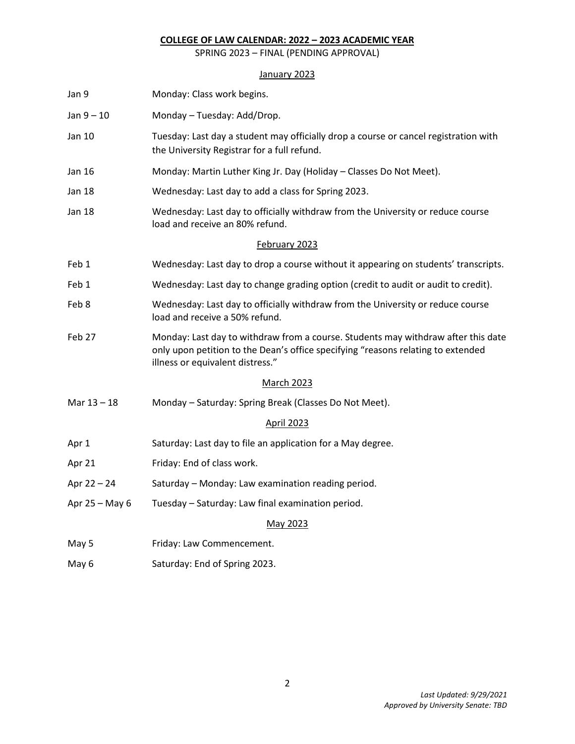## COLLEGE OF LAW CALENDAR: 2022 – 2023 ACADEMIC YEAR

SPRING 2023 – FINAL (PENDING APPROVAL)

### January 2023

| | |
|---|---|
| Jan 9 | Monday: Class work begins. |
| Jan 9 – 10 | Monday – Tuesday: Add/Drop. |
| Jan 10 | Tuesday: Last day a student may officially drop a course or cancel registration with the University Registrar for a full refund. |
| Jan 16 | Monday: Martin Luther King Jr. Day (Holiday – Classes Do Not Meet). |
| Jan 18 | Wednesday: Last day to add a class for Spring 2023. |
| Jan 18 | Wednesday: Last day to officially withdraw from the University or reduce course load and receive an 80% refund. |

### February 2023

| | |
|---|---|
| Feb 1 | Wednesday: Last day to drop a course without it appearing on students' transcripts. |
| Feb 1 | Wednesday: Last day to change grading option (credit to audit or audit to credit). |
| Feb 8 | Wednesday: Last day to officially withdraw from the University or reduce course load and receive a 50% refund. |
| Feb 27 | Monday: Last day to withdraw from a course. Students may withdraw after this date only upon petition to the Dean's office specifying "reasons relating to extended illness or equivalent distress." |

### March 2023

| | |
|---|---|
| Mar 13 – 18 | Monday – Saturday: Spring Break (Classes Do Not Meet). |

### April 2023

| | |
|---|---|
| Apr 1 | Saturday: Last day to file an application for a May degree. |
| Apr 21 | Friday: End of class work. |
| Apr 22 – 24 | Saturday – Monday: Law examination reading period. |
| Apr 25 – May 6 | Tuesday – Saturday: Law final examination period. |

### May 2023

| | |
|---|---|
| May 5 | Friday: Law Commencement. |
| May 6 | Saturday: End of Spring 2023. |

*Last Updated: 9/29/2021*
*Approved by University Senate: TBD*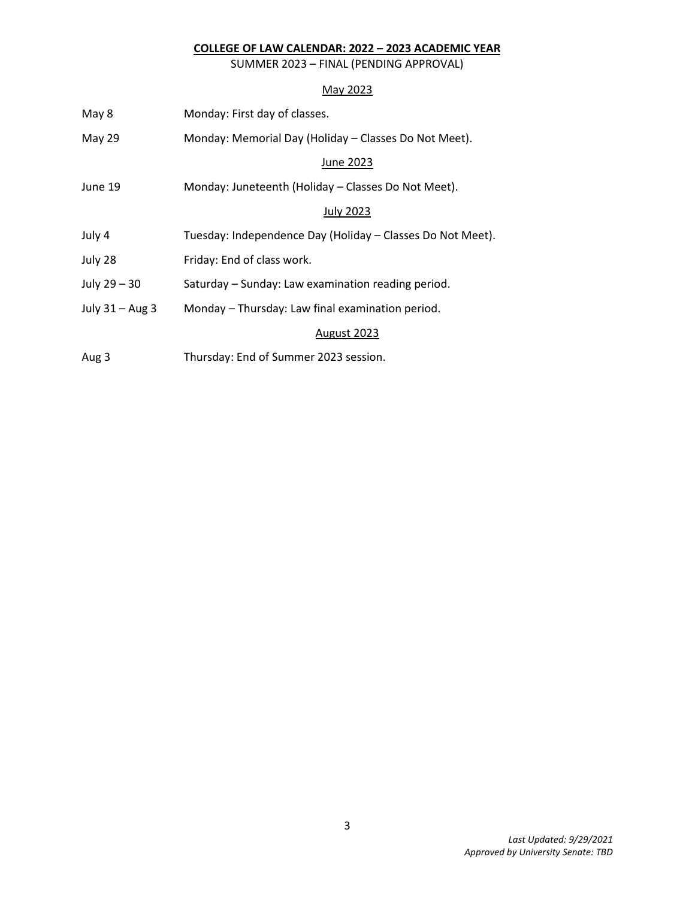**COLLEGE OF LAW CALENDAR: 2022 – 2023 ACADEMIC YEAR**

SUMMER 2023 – FINAL (PENDING APPROVAL)

May 2023

| | |
|---|---|
| May 8 | Monday: First day of classes. |
| May 29 | Monday: Memorial Day (Holiday – Classes Do Not Meet). |

June 2023

| | |
|---|---|
| June 19 | Monday: Juneteenth (Holiday – Classes Do Not Meet). |

July 2023

| | |
|---|---|
| July 4 | Tuesday: Independence Day (Holiday – Classes Do Not Meet). |
| July 28 | Friday: End of class work. |
| July 29 – 30 | Saturday – Sunday: Law examination reading period. |
| July 31 – Aug 3 | Monday – Thursday: Law final examination period. |

August 2023

| | |
|---|---|
| Aug 3 | Thursday: End of Summer 2023 session. |

*Last Updated: 9/29/2021*
*Approved by University Senate: TBD*